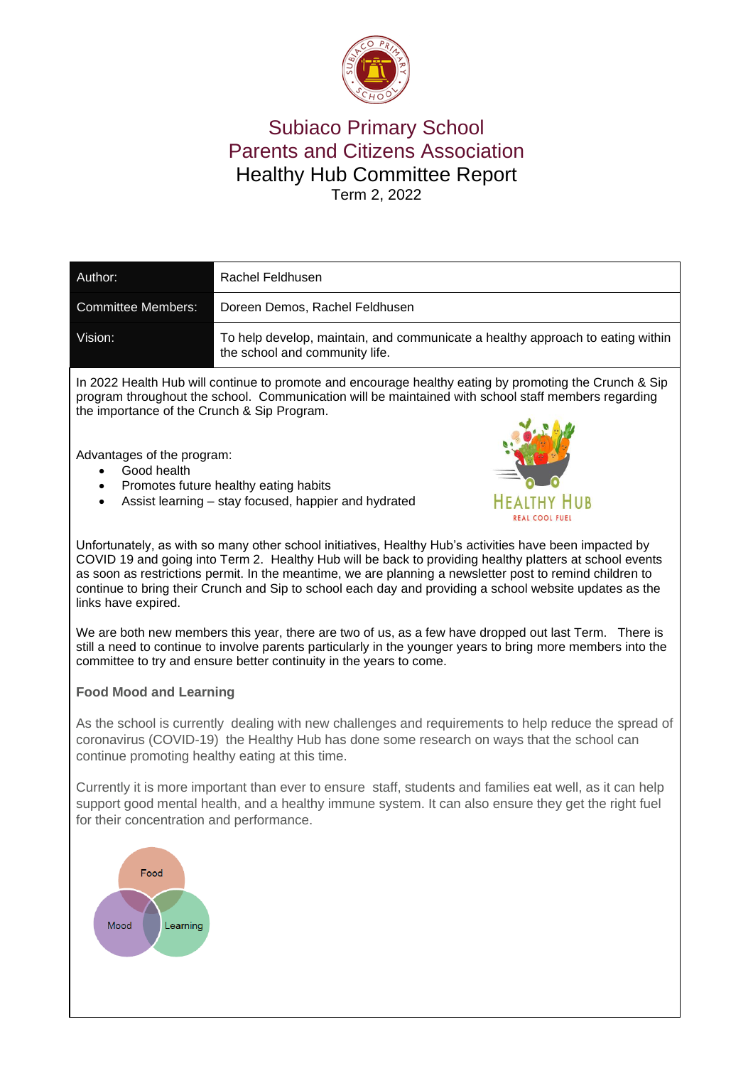# Subiaco Primary School
# Parents and Citizens Association
## Healthy Hub Committee Report
Term 2, 2022

| | |
|---|---|
| Author: | Rachel Feldhusen |
| Committee Members: | Doreen Demos, Rachel Feldhusen |
| Vision: | To help develop, maintain, and communicate a healthy approach to eating within the school and community life. |

In 2022 Health Hub will continue to promote and encourage healthy eating by promoting the Crunch & Sip program throughout the school. Communication will be maintained with school staff members regarding the importance of the Crunch & Sip Program.

Advantages of the program:

- Good health
- Promotes future healthy eating habits
- Assist learning – stay focused, happier and hydrated

HEALTHY HUB
REAL COOL FUEL

Unfortunately, as with so many other school initiatives, Healthy Hub's activities have been impacted by COVID 19 and going into Term 2. Healthy Hub will be back to providing healthy platters at school events as soon as restrictions permit. In the meantime, we are planning a newsletter post to remind children to continue to bring their Crunch and Sip to school each day and providing a school website updates as the links have expired.

We are both new members this year, there are two of us, as a few have dropped out last Term. There is still a need to continue to involve parents particularly in the younger years to bring more members into the committee to try and ensure better continuity in the years to come.

### Food Mood and Learning

As the school is currently dealing with new challenges and requirements to help reduce the spread of coronavirus (COVID-19) the Healthy Hub has done some research on ways that the school can continue promoting healthy eating at this time.

Currently it is more important than ever to ensure staff, students and families eat well, as it can help support good mental health, and a healthy immune system. It can also ensure they get the right fuel for their concentration and performance.

Food

Mood

Learning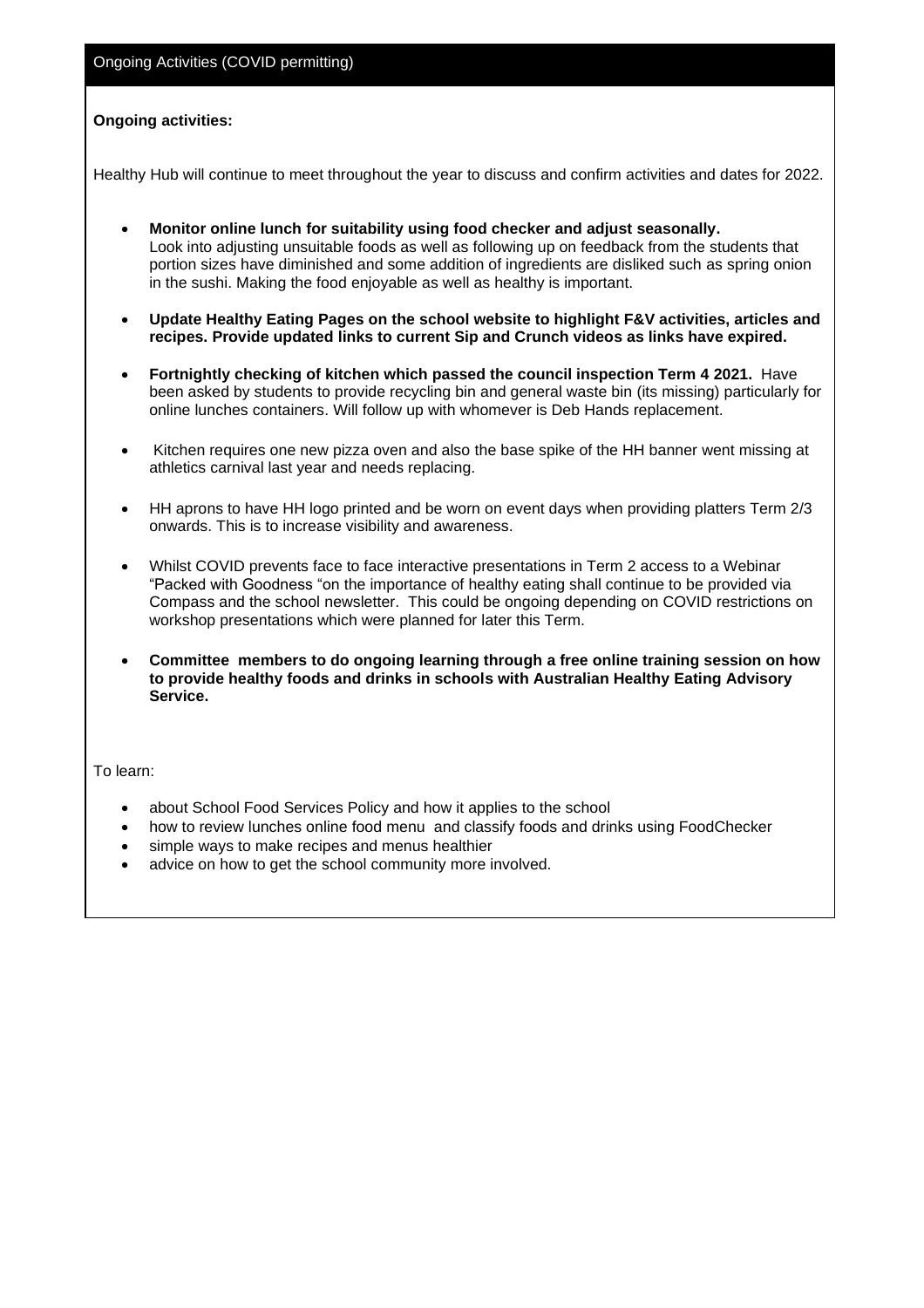## Ongoing Activities (COVID permitting)

**Ongoing activities:**

Healthy Hub will continue to meet throughout the year to discuss and confirm activities and dates for 2022.

- **Monitor online lunch for suitability using food checker and adjust seasonally.** Look into adjusting unsuitable foods as well as following up on feedback from the students that portion sizes have diminished and some addition of ingredients are disliked such as spring onion in the sushi. Making the food enjoyable as well as healthy is important.
- **Update Healthy Eating Pages on the school website to highlight F&V activities, articles and recipes. Provide updated links to current Sip and Crunch videos as links have expired.**
- **Fortnightly checking of kitchen which passed the council inspection Term 4 2021.** Have been asked by students to provide recycling bin and general waste bin (its missing) particularly for online lunches containers. Will follow up with whomever is Deb Hands replacement.
- Kitchen requires one new pizza oven and also the base spike of the HH banner went missing at athletics carnival last year and needs replacing.
- HH aprons to have HH logo printed and be worn on event days when providing platters Term 2/3 onwards. This is to increase visibility and awareness.
- Whilst COVID prevents face to face interactive presentations in Term 2 access to a Webinar "Packed with Goodness "on the importance of healthy eating shall continue to be provided via Compass and the school newsletter. This could be ongoing depending on COVID restrictions on workshop presentations which were planned for later this Term.
- **Committee members to do ongoing learning through a free online training session on how to provide healthy foods and drinks in schools with Australian Healthy Eating Advisory Service.**

To learn:

- about School Food Services Policy and how it applies to the school
- how to review lunches online food menu and classify foods and drinks using FoodChecker
- simple ways to make recipes and menus healthier
- advice on how to get the school community more involved.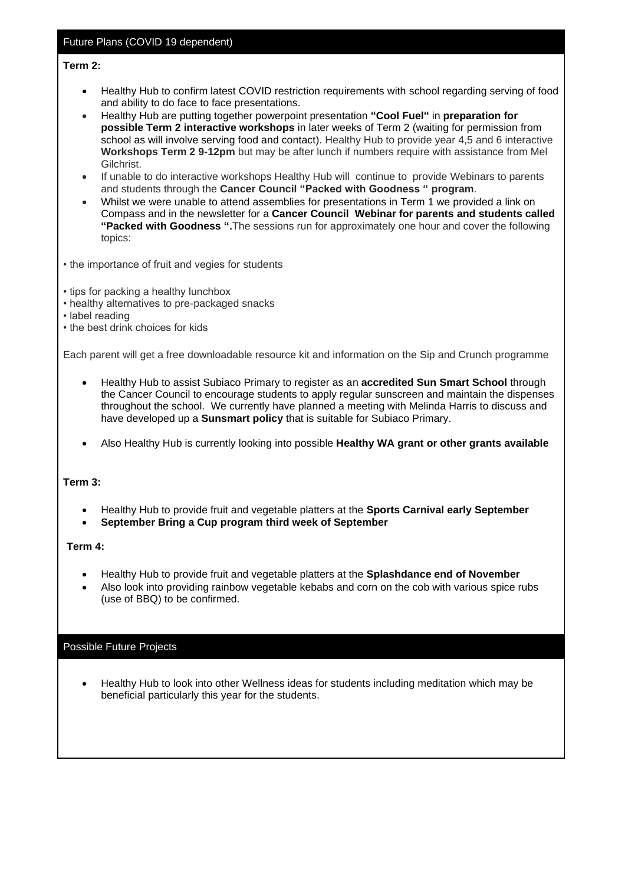## Future Plans (COVID 19 dependent)

**Term 2:**

- Healthy Hub to confirm latest COVID restriction requirements with school regarding serving of food and ability to do face to face presentations.
- Healthy Hub are putting together powerpoint presentation **"Cool Fuel"** in **preparation for possible Term 2 interactive workshops** in later weeks of Term 2 (waiting for permission from school as will involve serving food and contact). Healthy Hub to provide year 4,5 and 6 interactive **Workshops Term 2 9-12pm** but may be after lunch if numbers require with assistance from Mel Gilchrist.
- If unable to do interactive workshops Healthy Hub will continue to provide Webinars to parents and students through the **Cancer Council "Packed with Goodness " program**.
- Whilst we were unable to attend assemblies for presentations in Term 1 we provided a link on Compass and in the newsletter for a **Cancer Council Webinar for parents and students called "Packed with Goodness ".** The sessions run for approximately one hour and cover the following topics:

• the importance of fruit and vegies for students

• tips for packing a healthy lunchbox
• healthy alternatives to pre-packaged snacks
• label reading
• the best drink choices for kids

Each parent will get a free downloadable resource kit and information on the Sip and Crunch programme

- Healthy Hub to assist Subiaco Primary to register as an **accredited Sun Smart School** through the Cancer Council to encourage students to apply regular sunscreen and maintain the dispenses throughout the school. We currently have planned a meeting with Melinda Harris to discuss and have developed up a **Sunsmart policy** that is suitable for Subiaco Primary.

- Also Healthy Hub is currently looking into possible **Healthy WA grant or other grants available**

**Term 3:**

- Healthy Hub to provide fruit and vegetable platters at the **Sports Carnival early September**
- **September Bring a Cup program third week of September**

**Term 4:**

- Healthy Hub to provide fruit and vegetable platters at the **Splashdance end of November**
- Also look into providing rainbow vegetable kebabs and corn on the cob with various spice rubs (use of BBQ) to be confirmed.

## Possible Future Projects

- Healthy Hub to look into other Wellness ideas for students including meditation which may be beneficial particularly this year for the students.